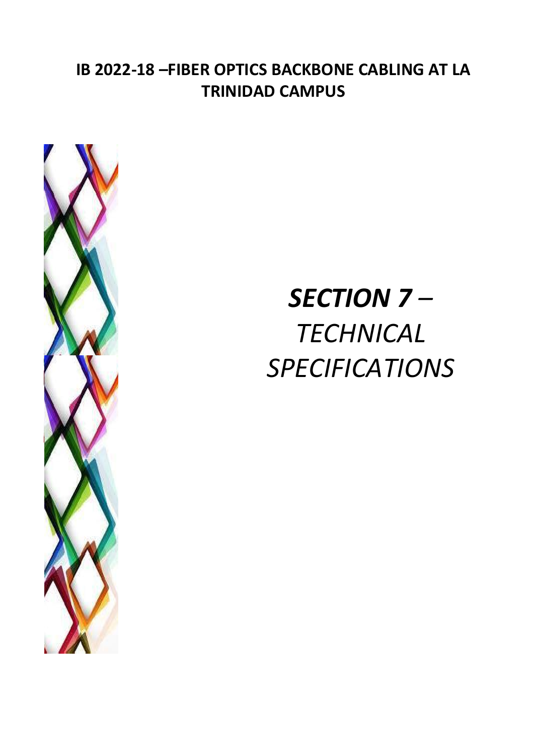# IB 2022-18 –FIBER OPTICS BACKBONE CABLING AT LA TRINIDAD CAMPUS

# *SECTION 7 – TECHNICAL SPECIFICATIONS*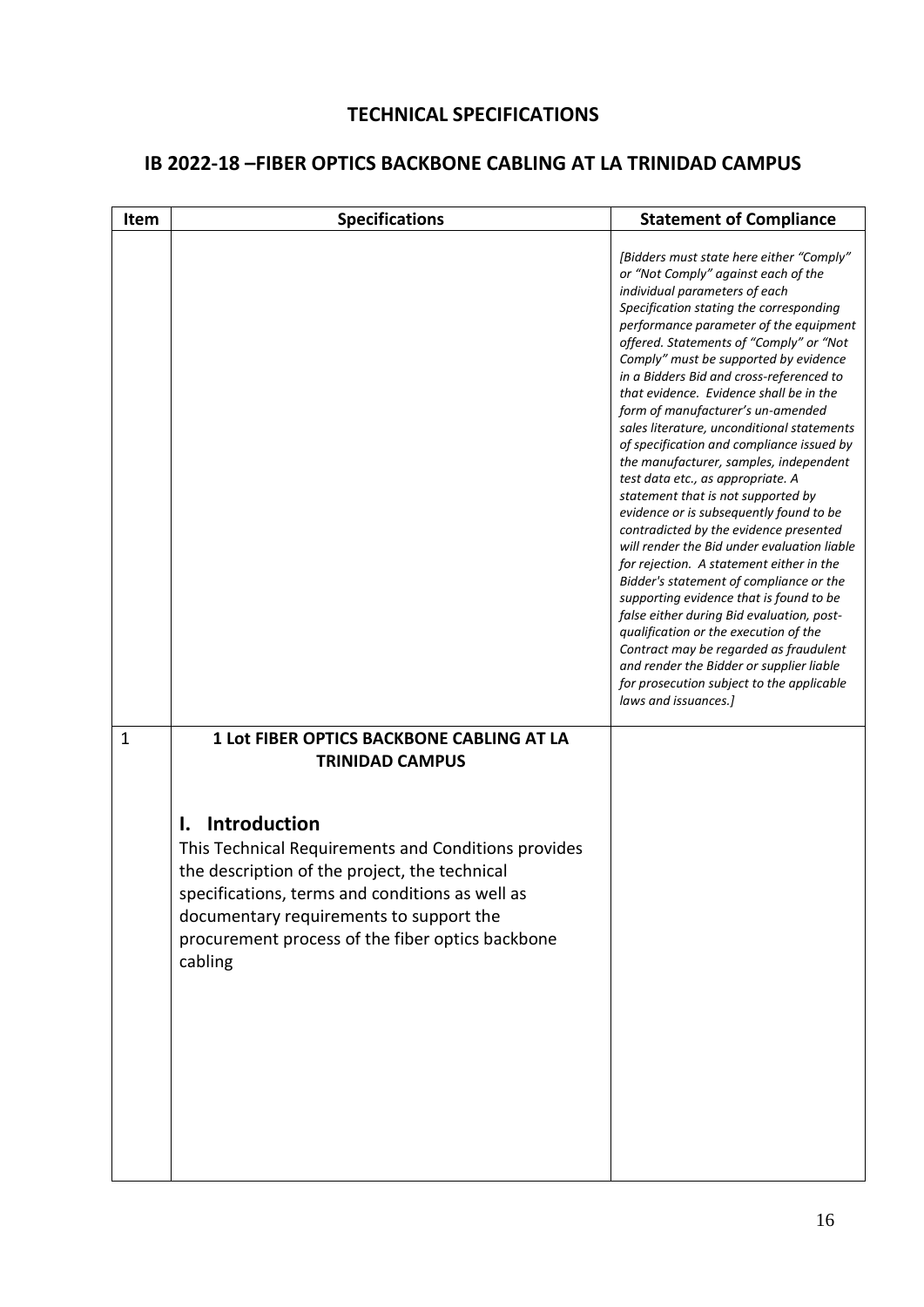## TECHNICAL SPECIFICATIONS

## IB 2022-18 –FIBER OPTICS BACKBONE CABLING AT LA TRINIDAD CAMPUS

| Item | Specifications | Statement of Compliance |
|---|---|---|
| | | *[Bidders must state here either "Comply" or "Not Comply" against each of the individual parameters of each Specification stating the corresponding performance parameter of the equipment offered. Statements of "Comply" or "Not Comply" must be supported by evidence in a Bidders Bid and cross-referenced to that evidence. Evidence shall be in the form of manufacturer's un-amended sales literature, unconditional statements of specification and compliance issued by the manufacturer, samples, independent test data etc., as appropriate. A statement that is not supported by evidence or is subsequently found to be contradicted by the evidence presented will render the Bid under evaluation liable for rejection. A statement either in the Bidder's statement of compliance or the supporting evidence that is found to be false either during Bid evaluation, post-qualification or the execution of the Contract may be regarded as fraudulent and render the Bidder or supplier liable for prosecution subject to the applicable laws and issuances.]* |
| 1 | **1 Lot FIBER OPTICS BACKBONE CABLING AT LA TRINIDAD CAMPUS**<br><br>**I. Introduction**<br>This Technical Requirements and Conditions provides the description of the project, the technical specifications, terms and conditions as well as documentary requirements to support the procurement process of the fiber optics backbone cabling | |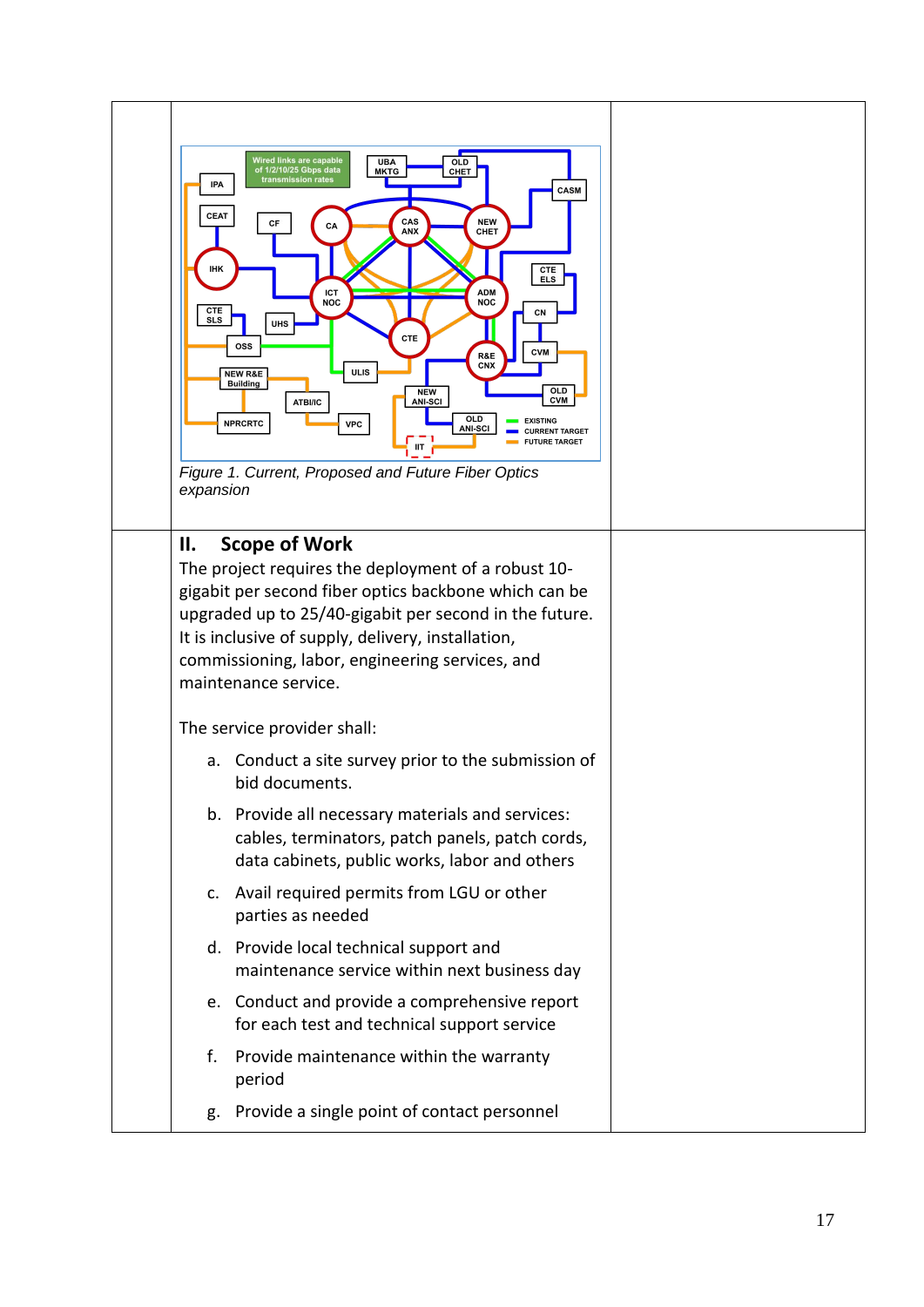*Figure 1. Current, Proposed and Future Fiber Optics expansion*

## II. Scope of Work

The project requires the deployment of a robust 10-gigabit per second fiber optics backbone which can be upgraded up to 25/40-gigabit per second in the future. It is inclusive of supply, delivery, installation, commissioning, labor, engineering services, and maintenance service.

The service provider shall:

a. Conduct a site survey prior to the submission of bid documents.

b. Provide all necessary materials and services: cables, terminators, patch panels, patch cords, data cabinets, public works, labor and others

c. Avail required permits from LGU or other parties as needed

d. Provide local technical support and maintenance service within next business day

e. Conduct and provide a comprehensive report for each test and technical support service

f. Provide maintenance within the warranty period

g. Provide a single point of contact personnel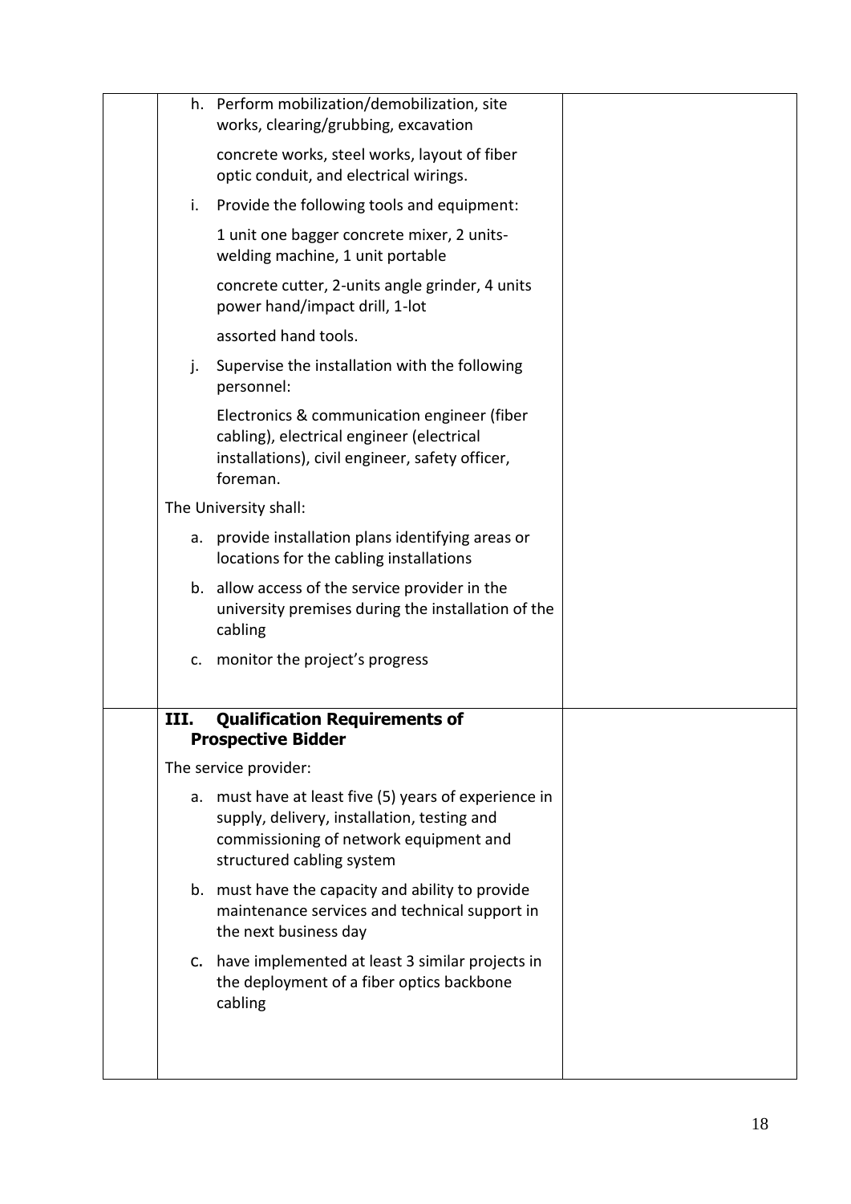| | | |
|---|---|---|
| | h. Perform mobilization/demobilization, site works, clearing/grubbing, excavation concrete works, steel works, layout of fiber optic conduit, and electrical wirings.<br><br>i. Provide the following tools and equipment:<br>1 unit one bagger concrete mixer, 2 units-welding machine, 1 unit portable concrete cutter, 2-units angle grinder, 4 units power hand/impact drill, 1-lot assorted hand tools.<br><br>j. Supervise the installation with the following personnel:<br>Electronics & communication engineer (fiber cabling), electrical engineer (electrical installations), civil engineer, safety officer, foreman.<br><br>The University shall:<br><br>a. provide installation plans identifying areas or locations for the cabling installations<br><br>b. allow access of the service provider in the university premises during the installation of the cabling<br><br>c. monitor the project's progress | |
| | **III. Qualification Requirements of Prospective Bidder**<br><br>The service provider:<br><br>a. must have at least five (5) years of experience in supply, delivery, installation, testing and commissioning of network equipment and structured cabling system<br><br>b. must have the capacity and ability to provide maintenance services and technical support in the next business day<br><br>c. have implemented at least 3 similar projects in the deployment of a fiber optics backbone cabling | |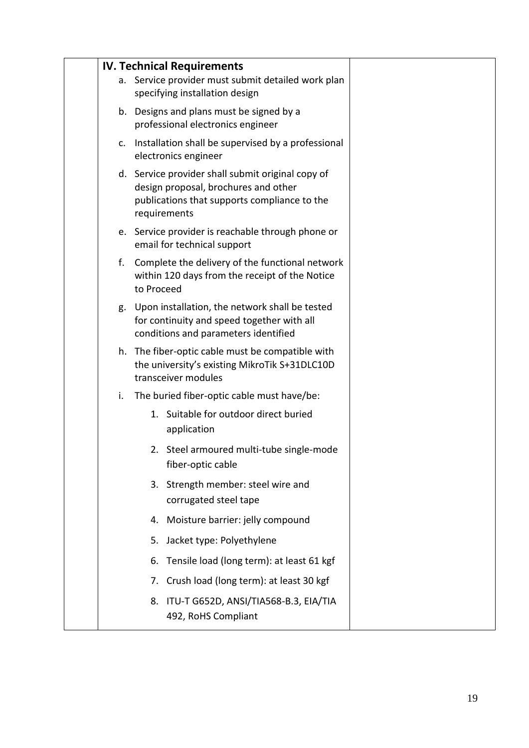| | **IV. Technical Requirements**<br>a. Service provider must submit detailed work plan specifying installation design<br>b. Designs and plans must be signed by a professional electronics engineer<br>c. Installation shall be supervised by a professional electronics engineer<br>d. Service provider shall submit original copy of design proposal, brochures and other publications that supports compliance to the requirements<br>e. Service provider is reachable through phone or email for technical support<br>f. Complete the delivery of the functional network within 120 days from the receipt of the Notice to Proceed<br>g. Upon installation, the network shall be tested for continuity and speed together with all conditions and parameters identified<br>h. The fiber-optic cable must be compatible with the university's existing MikroTik S+31DLC10D transceiver modules<br>i. The buried fiber-optic cable must have/be:<br>1. Suitable for outdoor direct buried application<br>2. Steel armoured multi-tube single-mode fiber-optic cable<br>3. Strength member: steel wire and corrugated steel tape<br>4. Moisture barrier: jelly compound<br>5. Jacket type: Polyethylene<br>6. Tensile load (long term): at least 61 kgf<br>7. Crush load (long term): at least 30 kgf<br>8. ITU-T G652D, ANSI/TIA568-B.3, EIA/TIA 492, RoHS Compliant | |
|---|---|---|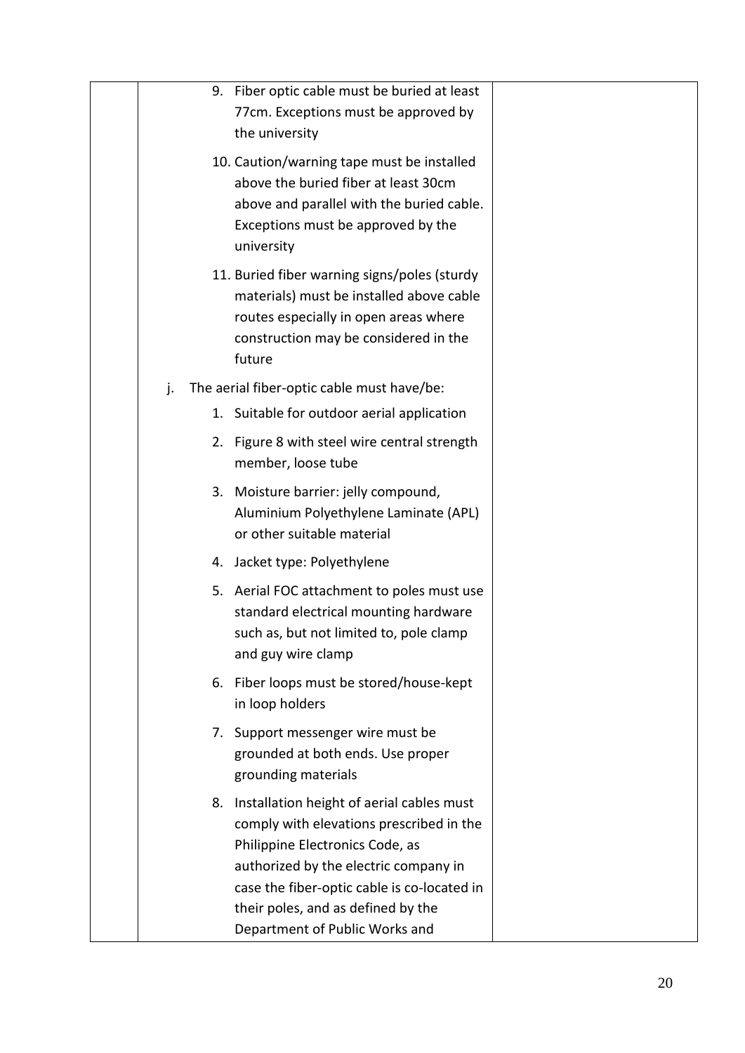| | | |
|---|---|---|
| | 9. Fiber optic cable must be buried at least 77cm. Exceptions must be approved by the university<br><br>10. Caution/warning tape must be installed above the buried fiber at least 30cm above and parallel with the buried cable. Exceptions must be approved by the university<br><br>11. Buried fiber warning signs/poles (sturdy materials) must be installed above cable routes especially in open areas where construction may be considered in the future<br><br>j. The aerial fiber-optic cable must have/be:<br><br>1. Suitable for outdoor aerial application<br><br>2. Figure 8 with steel wire central strength member, loose tube<br><br>3. Moisture barrier: jelly compound, Aluminium Polyethylene Laminate (APL) or other suitable material<br><br>4. Jacket type: Polyethylene<br><br>5. Aerial FOC attachment to poles must use standard electrical mounting hardware such as, but not limited to, pole clamp and guy wire clamp<br><br>6. Fiber loops must be stored/house-kept in loop holders<br><br>7. Support messenger wire must be grounded at both ends. Use proper grounding materials<br><br>8. Installation height of aerial cables must comply with elevations prescribed in the Philippine Electronics Code, as authorized by the electric company in case the fiber-optic cable is co-located in their poles, and as defined by the Department of Public Works and | |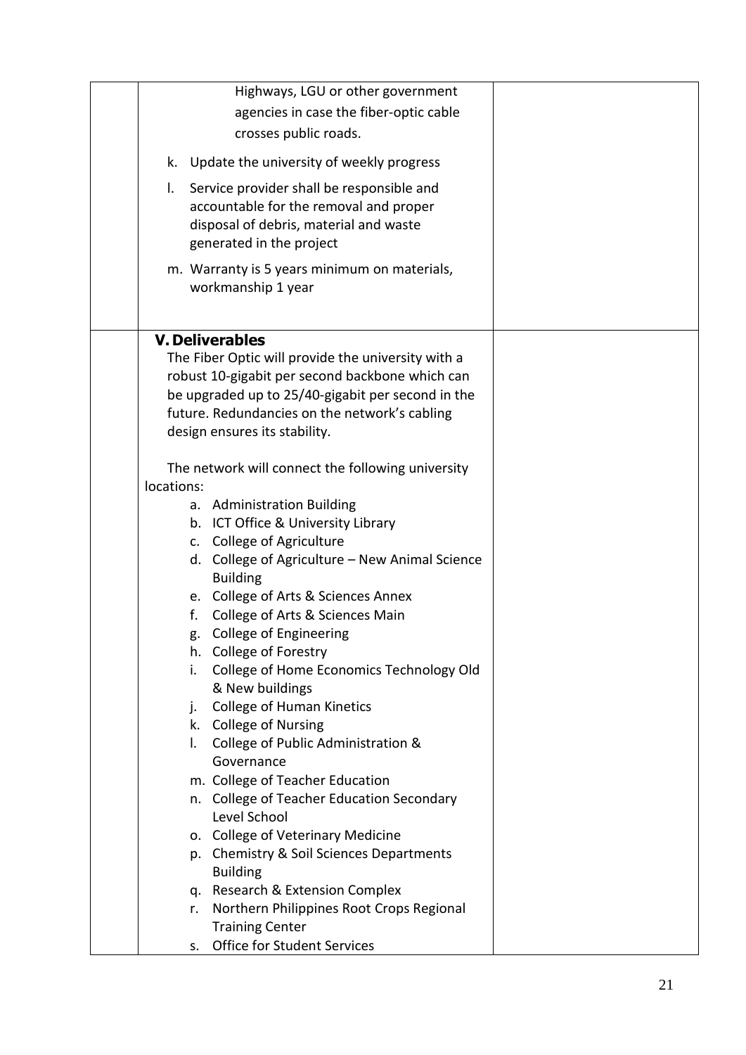| | | |
|---|---|---|
| | Highways, LGU or other government agencies in case the fiber-optic cable crosses public roads.<br><br>k. Update the university of weekly progress<br><br>l. Service provider shall be responsible and accountable for the removal and proper disposal of debris, material and waste generated in the project<br><br>m. Warranty is 5 years minimum on materials, workmanship 1 year | |
| | **V. Deliverables**<br>The Fiber Optic will provide the university with a robust 10-gigabit per second backbone which can be upgraded up to 25/40-gigabit per second in the future. Redundancies on the network's cabling design ensures its stability.<br><br>The network will connect the following university locations:<br>a. Administration Building<br>b. ICT Office & University Library<br>c. College of Agriculture<br>d. College of Agriculture – New Animal Science Building<br>e. College of Arts & Sciences Annex<br>f. College of Arts & Sciences Main<br>g. College of Engineering<br>h. College of Forestry<br>i. College of Home Economics Technology Old & New buildings<br>j. College of Human Kinetics<br>k. College of Nursing<br>l. College of Public Administration & Governance<br>m. College of Teacher Education<br>n. College of Teacher Education Secondary Level School<br>o. College of Veterinary Medicine<br>p. Chemistry & Soil Sciences Departments Building<br>q. Research & Extension Complex<br>r. Northern Philippines Root Crops Regional Training Center<br>s. Office for Student Services | |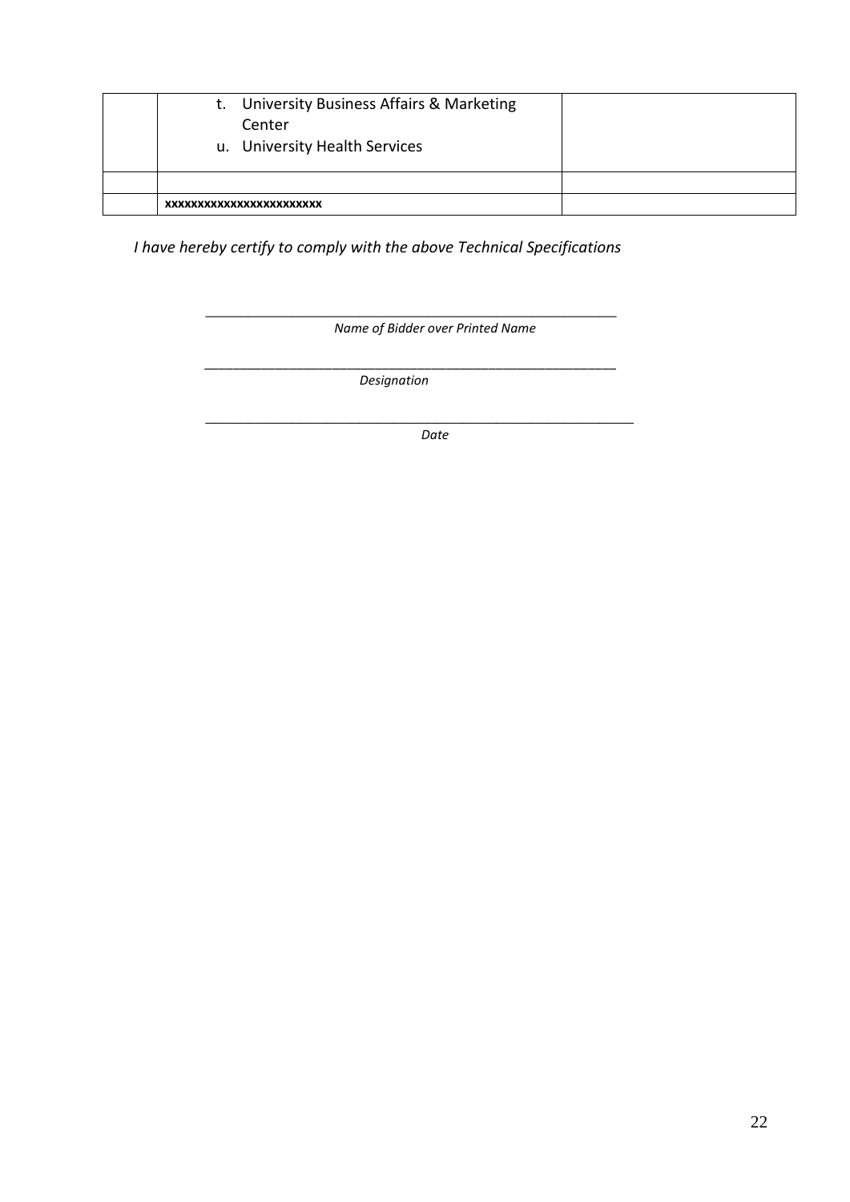|  |  |  |
|---|---|---|
|  | t. University Business Affairs & Marketing Center<br>u. University Health Services |  |
|  |  |  |
|  | **xxxxxxxxxxxxxxxxxxxxxxx** |  |

*I have hereby certify to comply with the above Technical Specifications*

\_\_\_\_\_\_\_\_\_\_\_\_\_\_\_\_\_\_\_\_\_\_\_\_\_\_\_\_\_\_\_\_\_\_\_\_\_\_\_\_\_\_\_\_\_\_\_\_\_\_\_\_\_\_\_\_

*Name of Bidder over Printed Name*

\_\_\_\_\_\_\_\_\_\_\_\_\_\_\_\_\_\_\_\_\_\_\_\_\_\_\_\_\_\_\_\_\_\_\_\_\_\_\_\_\_\_\_\_\_\_\_\_\_\_\_\_\_\_\_\_

*Designation*

\_\_\_\_\_\_\_\_\_\_\_\_\_\_\_\_\_\_\_\_\_\_\_\_\_\_\_\_\_\_\_\_\_\_\_\_\_\_\_\_\_\_\_\_\_\_\_\_\_\_\_\_\_\_\_\_

*Date*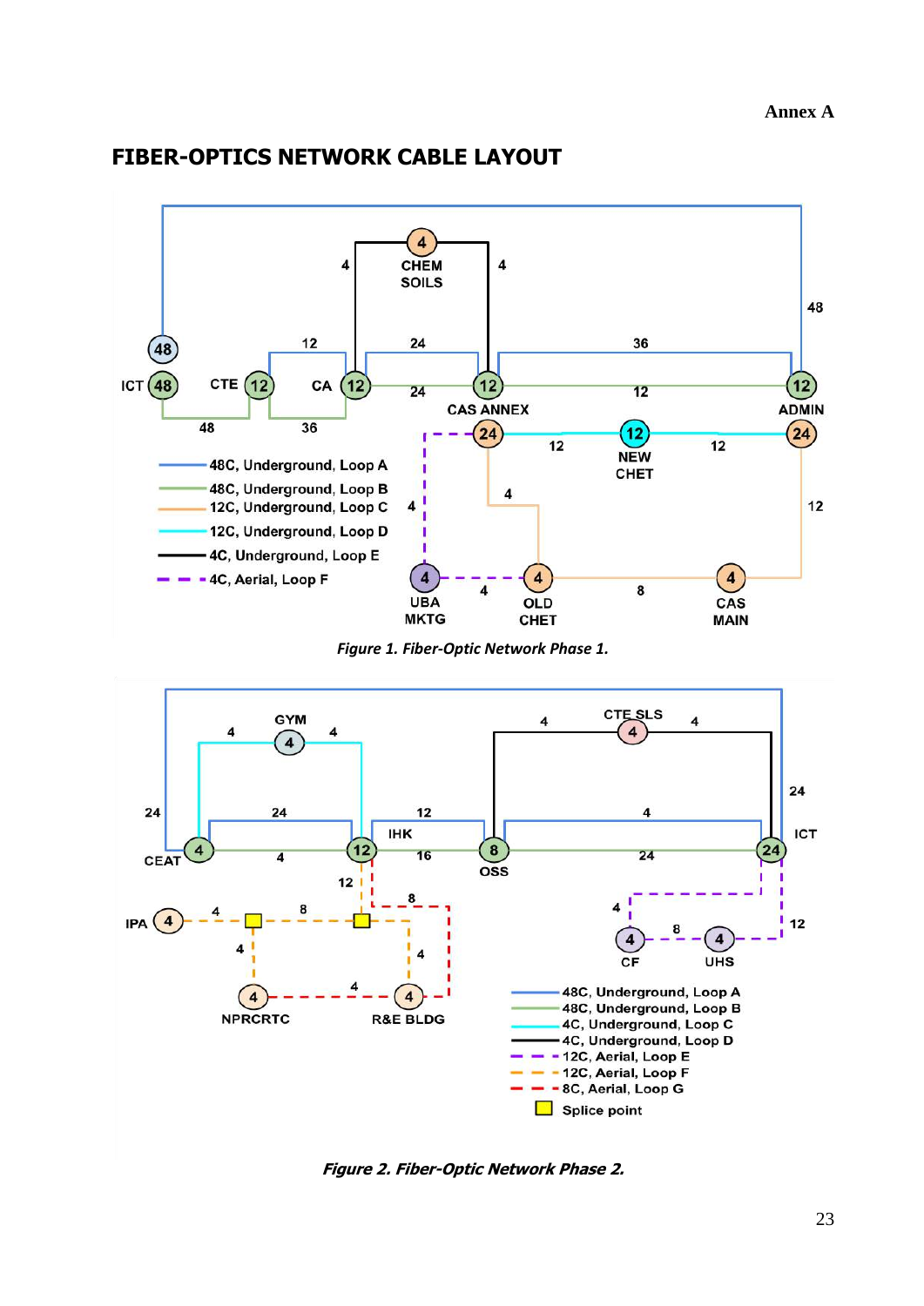Annex A

## FIBER-OPTICS NETWORK CABLE LAYOUT

*Figure 1. Fiber-Optic Network Phase 1.*

*Figure 2. Fiber-Optic Network Phase 2.*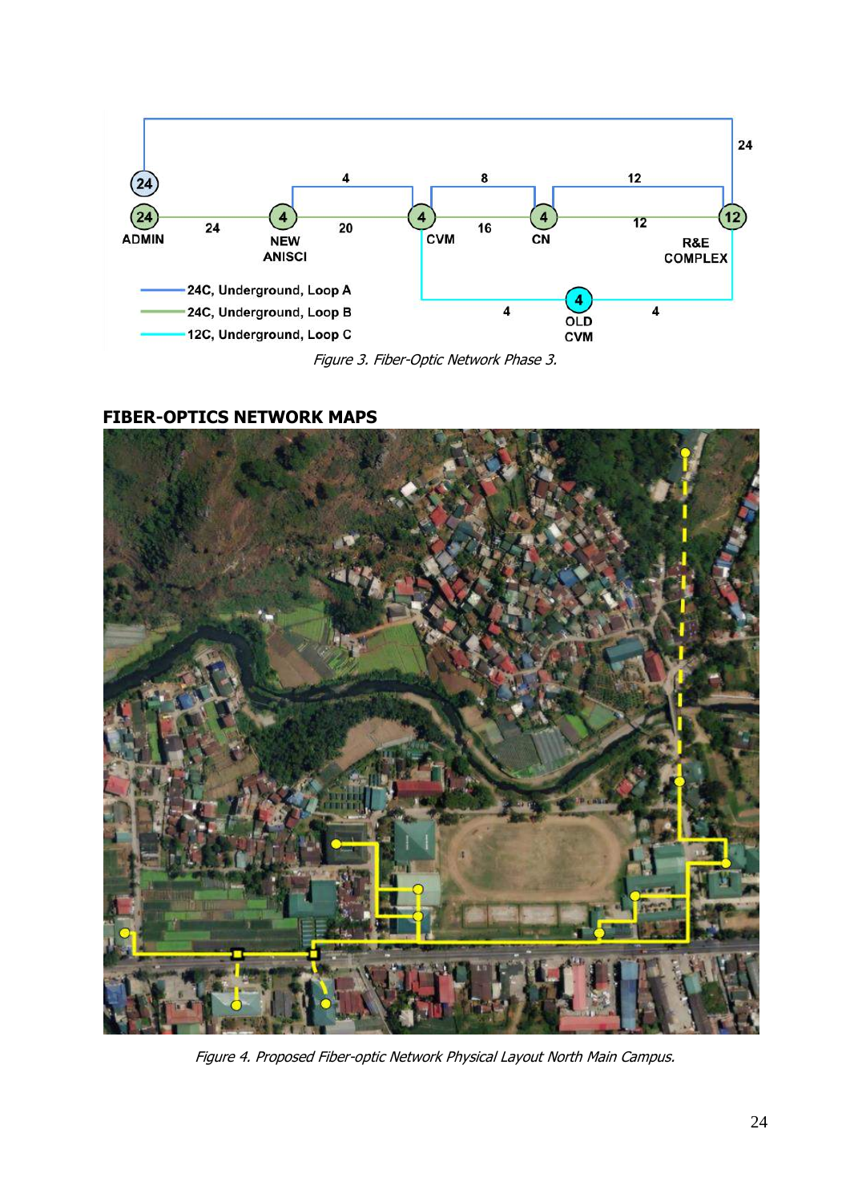Figure 3. Fiber-Optic Network Phase 3.

## FIBER-OPTICS NETWORK MAPS

Figure 4. Proposed Fiber-optic Network Physical Layout North Main Campus.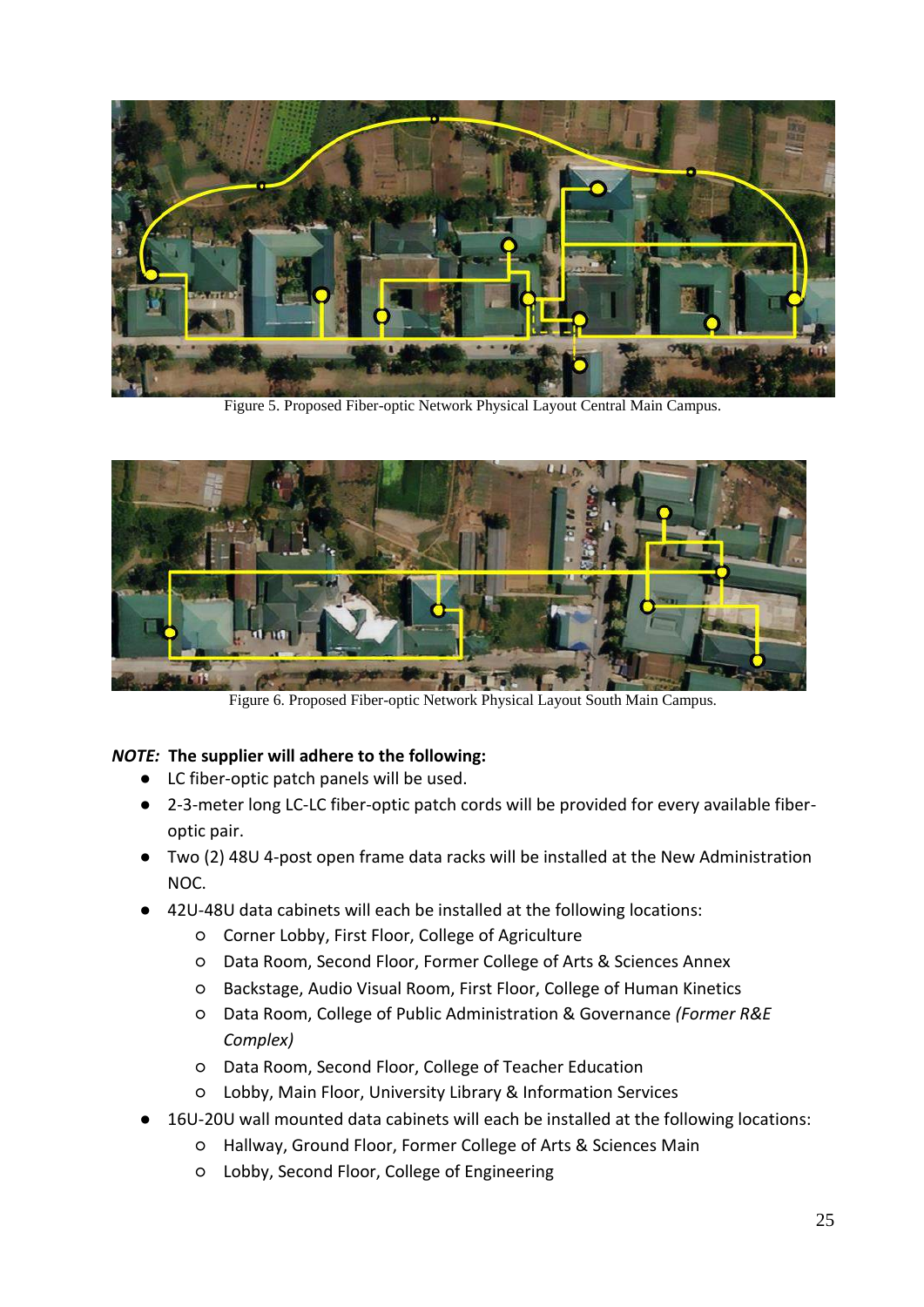Figure 5. Proposed Fiber-optic Network Physical Layout Central Main Campus.

Figure 6. Proposed Fiber-optic Network Physical Layout South Main Campus.

***NOTE:*** **The supplier will adhere to the following:**

- LC fiber-optic patch panels will be used.
- 2-3-meter long LC-LC fiber-optic patch cords will be provided for every available fiber-optic pair.
- Two (2) 48U 4-post open frame data racks will be installed at the New Administration NOC.
- 42U-48U data cabinets will each be installed at the following locations:
  - Corner Lobby, First Floor, College of Agriculture
  - Data Room, Second Floor, Former College of Arts & Sciences Annex
  - Backstage, Audio Visual Room, First Floor, College of Human Kinetics
  - Data Room, College of Public Administration & Governance *(Former R&E Complex)*
  - Data Room, Second Floor, College of Teacher Education
  - Lobby, Main Floor, University Library & Information Services
- 16U-20U wall mounted data cabinets will each be installed at the following locations:
  - Hallway, Ground Floor, Former College of Arts & Sciences Main
  - Lobby, Second Floor, College of Engineering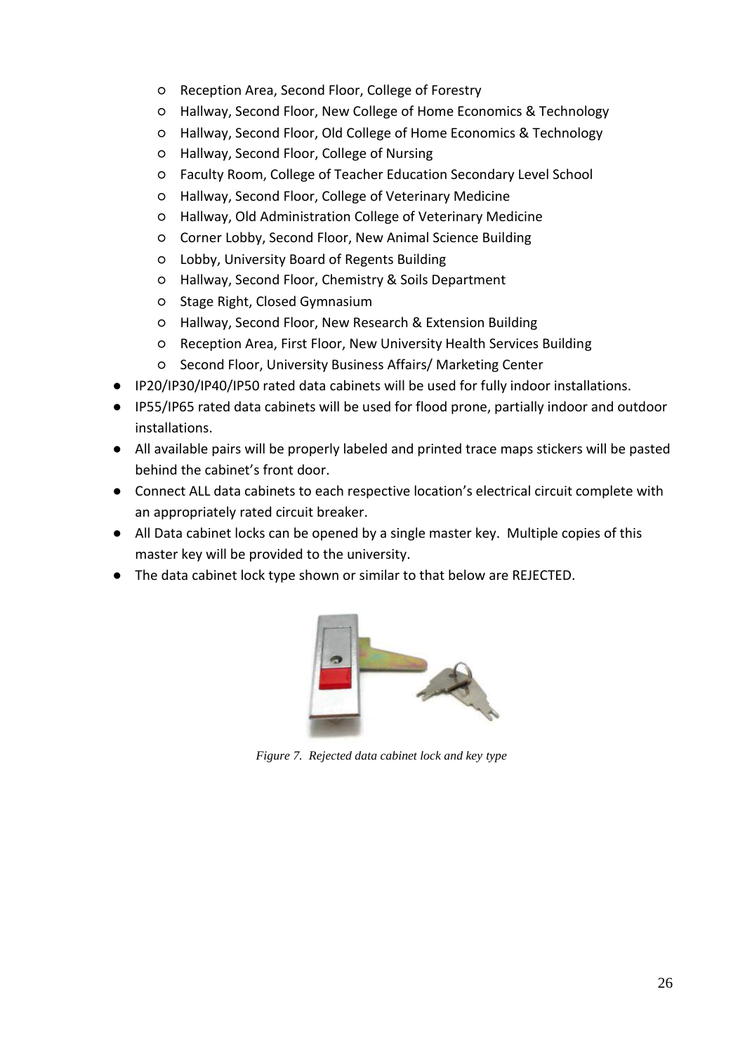- Reception Area, Second Floor, College of Forestry
  - Hallway, Second Floor, New College of Home Economics & Technology
  - Hallway, Second Floor, Old College of Home Economics & Technology
  - Hallway, Second Floor, College of Nursing
  - Faculty Room, College of Teacher Education Secondary Level School
  - Hallway, Second Floor, College of Veterinary Medicine
  - Hallway, Old Administration College of Veterinary Medicine
  - Corner Lobby, Second Floor, New Animal Science Building
  - Lobby, University Board of Regents Building
  - Hallway, Second Floor, Chemistry & Soils Department
  - Stage Right, Closed Gymnasium
  - Hallway, Second Floor, New Research & Extension Building
  - Reception Area, First Floor, New University Health Services Building
  - Second Floor, University Business Affairs/ Marketing Center
- IP20/IP30/IP40/IP50 rated data cabinets will be used for fully indoor installations.
- IP55/IP65 rated data cabinets will be used for flood prone, partially indoor and outdoor installations.
- All available pairs will be properly labeled and printed trace maps stickers will be pasted behind the cabinet's front door.
- Connect ALL data cabinets to each respective location's electrical circuit complete with an appropriately rated circuit breaker.
- All Data cabinet locks can be opened by a single master key. Multiple copies of this master key will be provided to the university.
- The data cabinet lock type shown or similar to that below are REJECTED.

*Figure 7. Rejected data cabinet lock and key type*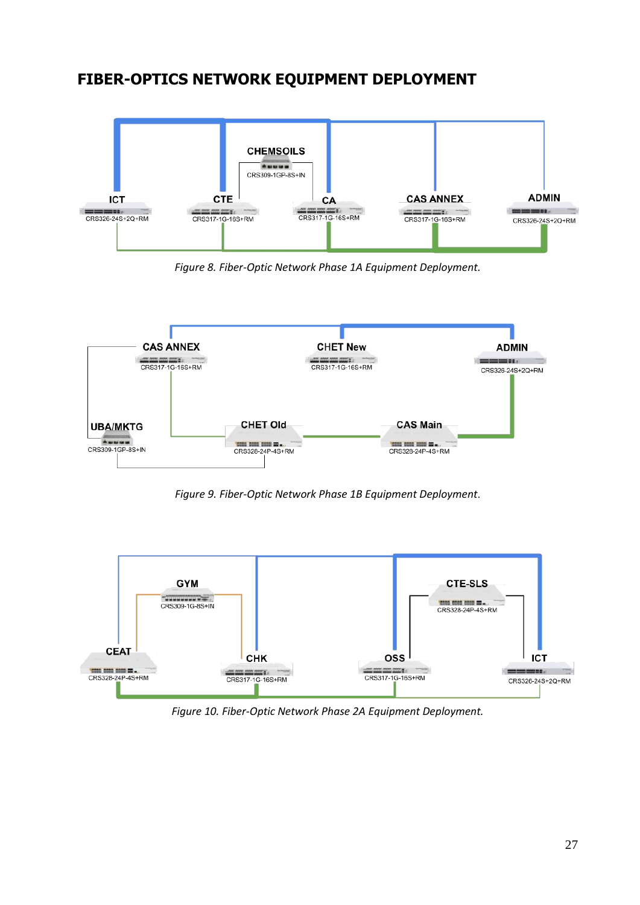# FIBER-OPTICS NETWORK EQUIPMENT DEPLOYMENT

*Figure 8. Fiber-Optic Network Phase 1A Equipment Deployment.*

*Figure 9. Fiber-Optic Network Phase 1B Equipment Deployment.*

*Figure 10. Fiber-Optic Network Phase 2A Equipment Deployment.*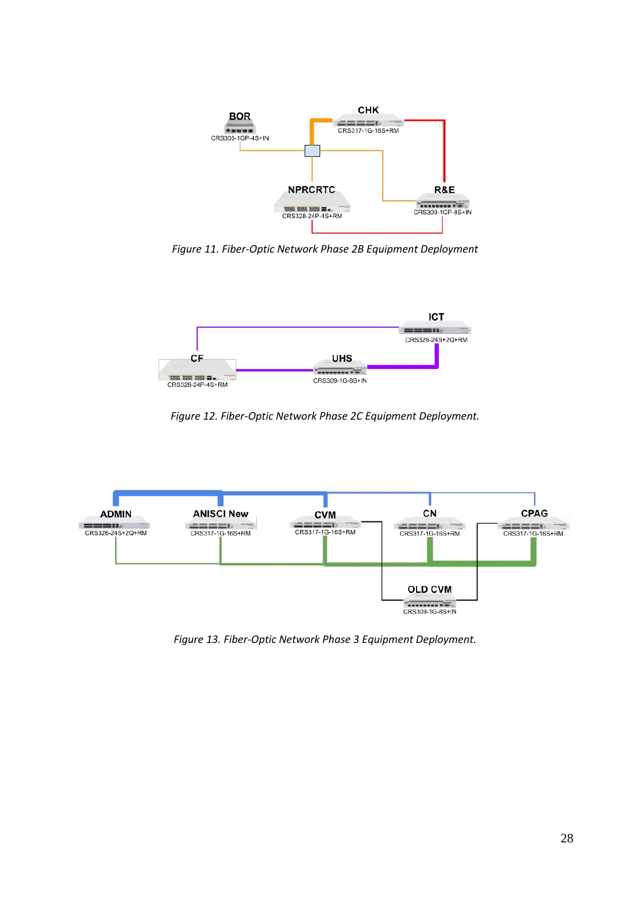BOR

CRS305-1GP-4S+IN

CHK

CRS317-1G-16S+RM

NPRCRTC

CRS328-24P-4S+RM

R&E

CRS309-1GP-8S+IN

*Figure 11. Fiber-Optic Network Phase 2B Equipment Deployment*

ICT

CRS326-24S+2Q+RM

CF

CRS328-24P-4S+RM

UHS

CRS309-1G-8S+IN

*Figure 12. Fiber-Optic Network Phase 2C Equipment Deployment.*

ADMIN

CRS326-24S+2Q+RM

ANISCI New

CRS317-1G-16S+RM

CVM

CRS317-1G-16S+RM

CN

CRS317-1G-16S+RM

CPAG

CRS317-1G-16S+RM

OLD CVM

CRS309-1G-8S+IN

*Figure 13. Fiber-Optic Network Phase 3 Equipment Deployment.*